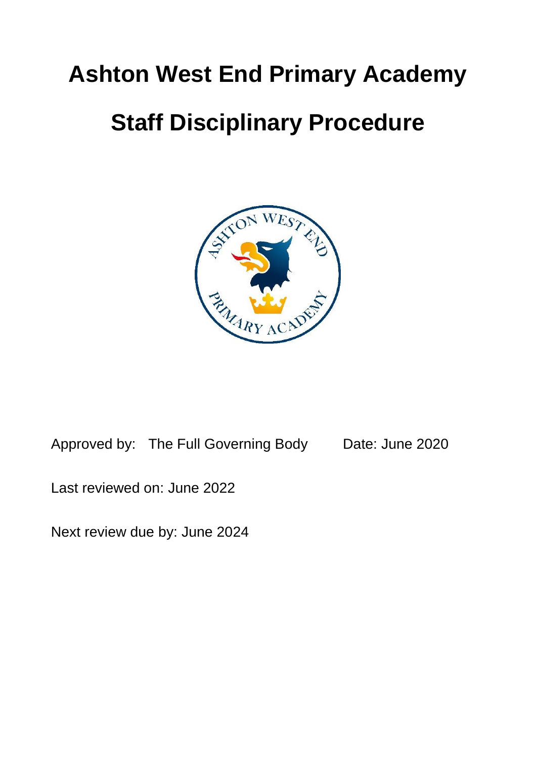# Ashton West End Primary Academy

# Staff Disciplinary Procedure

Approved by: The Full Governing Body Date: June 2020

Last reviewed on: June 2022

Next review due by: June 2024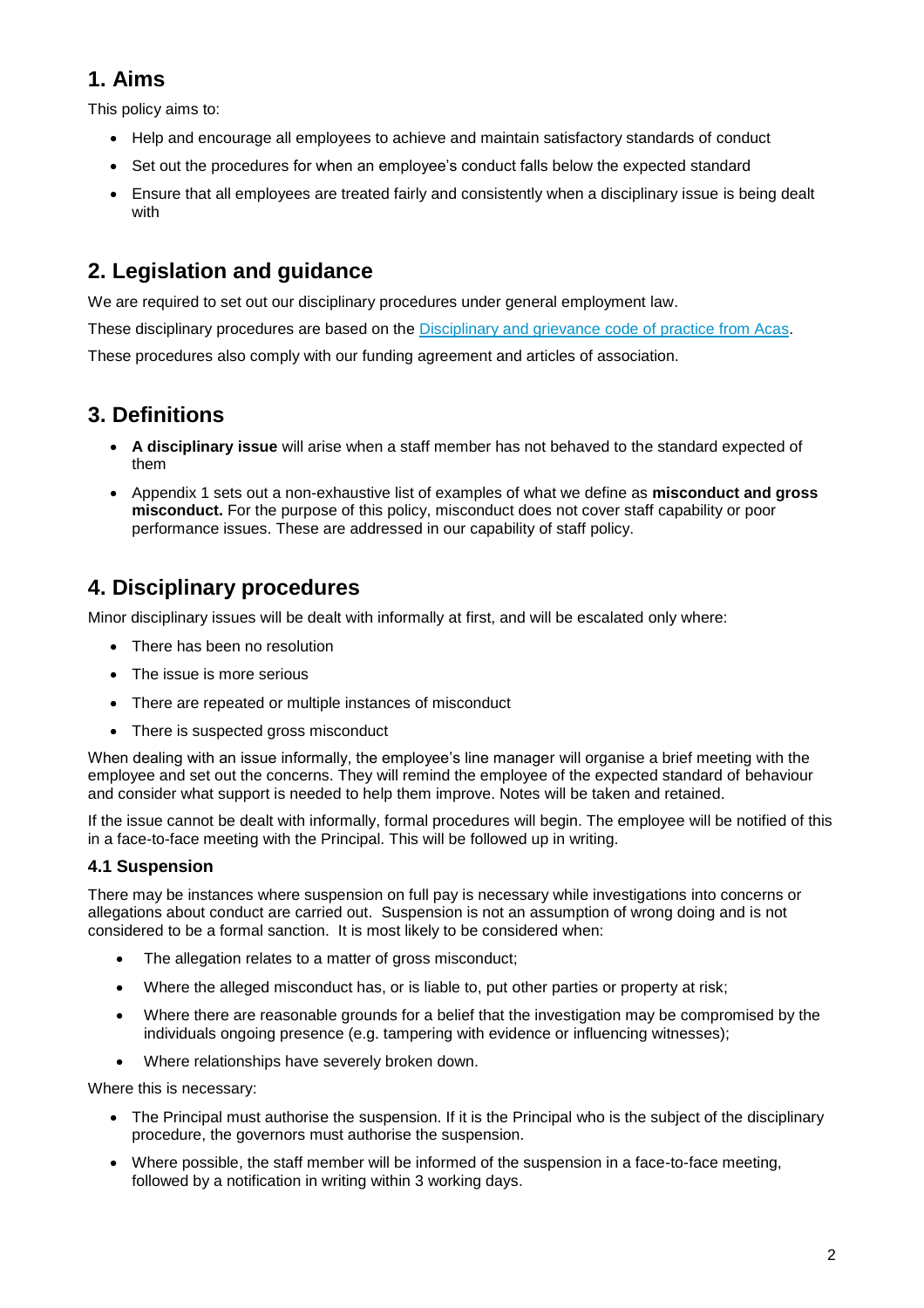## 1. Aims

This policy aims to:

- Help and encourage all employees to achieve and maintain satisfactory standards of conduct
- Set out the procedures for when an employee's conduct falls below the expected standard
- Ensure that all employees are treated fairly and consistently when a disciplinary issue is being dealt with

## 2. Legislation and guidance

We are required to set out our disciplinary procedures under general employment law.

These disciplinary procedures are based on the Disciplinary and grievance code of practice from Acas.

These procedures also comply with our funding agreement and articles of association.

## 3. Definitions

- **A disciplinary issue** will arise when a staff member has not behaved to the standard expected of them
- Appendix 1 sets out a non-exhaustive list of examples of what we define as **misconduct and gross misconduct.** For the purpose of this policy, misconduct does not cover staff capability or poor performance issues. These are addressed in our capability of staff policy.

## 4. Disciplinary procedures

Minor disciplinary issues will be dealt with informally at first, and will be escalated only where:

- There has been no resolution
- The issue is more serious
- There are repeated or multiple instances of misconduct
- There is suspected gross misconduct

When dealing with an issue informally, the employee's line manager will organise a brief meeting with the employee and set out the concerns. They will remind the employee of the expected standard of behaviour and consider what support is needed to help them improve. Notes will be taken and retained.

If the issue cannot be dealt with informally, formal procedures will begin. The employee will be notified of this in a face-to-face meeting with the Principal. This will be followed up in writing.

### 4.1 Suspension

There may be instances where suspension on full pay is necessary while investigations into concerns or allegations about conduct are carried out. Suspension is not an assumption of wrong doing and is not considered to be a formal sanction. It is most likely to be considered when:

- The allegation relates to a matter of gross misconduct;
- Where the alleged misconduct has, or is liable to, put other parties or property at risk;
- Where there are reasonable grounds for a belief that the investigation may be compromised by the individuals ongoing presence (e.g. tampering with evidence or influencing witnesses);
- Where relationships have severely broken down.

Where this is necessary:

- The Principal must authorise the suspension. If it is the Principal who is the subject of the disciplinary procedure, the governors must authorise the suspension.
- Where possible, the staff member will be informed of the suspension in a face-to-face meeting, followed by a notification in writing within 3 working days.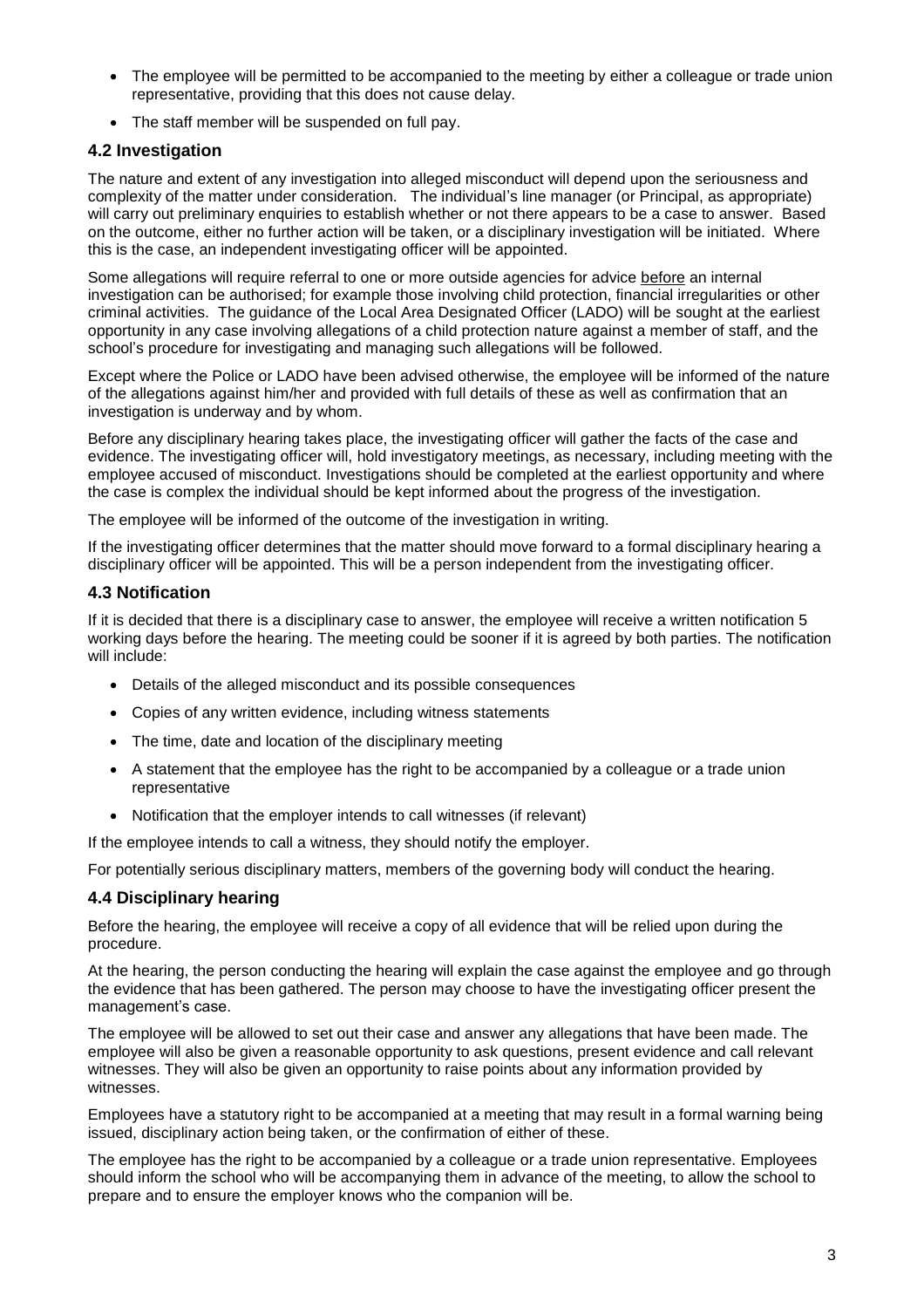- The employee will be permitted to be accompanied to the meeting by either a colleague or trade union representative, providing that this does not cause delay.
- The staff member will be suspended on full pay.

### 4.2 Investigation

The nature and extent of any investigation into alleged misconduct will depend upon the seriousness and complexity of the matter under consideration. The individual's line manager (or Principal, as appropriate) will carry out preliminary enquiries to establish whether or not there appears to be a case to answer. Based on the outcome, either no further action will be taken, or a disciplinary investigation will be initiated. Where this is the case, an independent investigating officer will be appointed.

Some allegations will require referral to one or more outside agencies for advice before an internal investigation can be authorised; for example those involving child protection, financial irregularities or other criminal activities. The guidance of the Local Area Designated Officer (LADO) will be sought at the earliest opportunity in any case involving allegations of a child protection nature against a member of staff, and the school's procedure for investigating and managing such allegations will be followed.

Except where the Police or LADO have been advised otherwise, the employee will be informed of the nature of the allegations against him/her and provided with full details of these as well as confirmation that an investigation is underway and by whom.

Before any disciplinary hearing takes place, the investigating officer will gather the facts of the case and evidence. The investigating officer will, hold investigatory meetings, as necessary, including meeting with the employee accused of misconduct. Investigations should be completed at the earliest opportunity and where the case is complex the individual should be kept informed about the progress of the investigation.

The employee will be informed of the outcome of the investigation in writing.

If the investigating officer determines that the matter should move forward to a formal disciplinary hearing a disciplinary officer will be appointed. This will be a person independent from the investigating officer.

### 4.3 Notification

If it is decided that there is a disciplinary case to answer, the employee will receive a written notification 5 working days before the hearing. The meeting could be sooner if it is agreed by both parties. The notification will include:

- Details of the alleged misconduct and its possible consequences
- Copies of any written evidence, including witness statements
- The time, date and location of the disciplinary meeting
- A statement that the employee has the right to be accompanied by a colleague or a trade union representative
- Notification that the employer intends to call witnesses (if relevant)

If the employee intends to call a witness, they should notify the employer.

For potentially serious disciplinary matters, members of the governing body will conduct the hearing.

### 4.4 Disciplinary hearing

Before the hearing, the employee will receive a copy of all evidence that will be relied upon during the procedure.

At the hearing, the person conducting the hearing will explain the case against the employee and go through the evidence that has been gathered. The person may choose to have the investigating officer present the management's case.

The employee will be allowed to set out their case and answer any allegations that have been made. The employee will also be given a reasonable opportunity to ask questions, present evidence and call relevant witnesses. They will also be given an opportunity to raise points about any information provided by witnesses.

Employees have a statutory right to be accompanied at a meeting that may result in a formal warning being issued, disciplinary action being taken, or the confirmation of either of these.

The employee has the right to be accompanied by a colleague or a trade union representative. Employees should inform the school who will be accompanying them in advance of the meeting, to allow the school to prepare and to ensure the employer knows who the companion will be.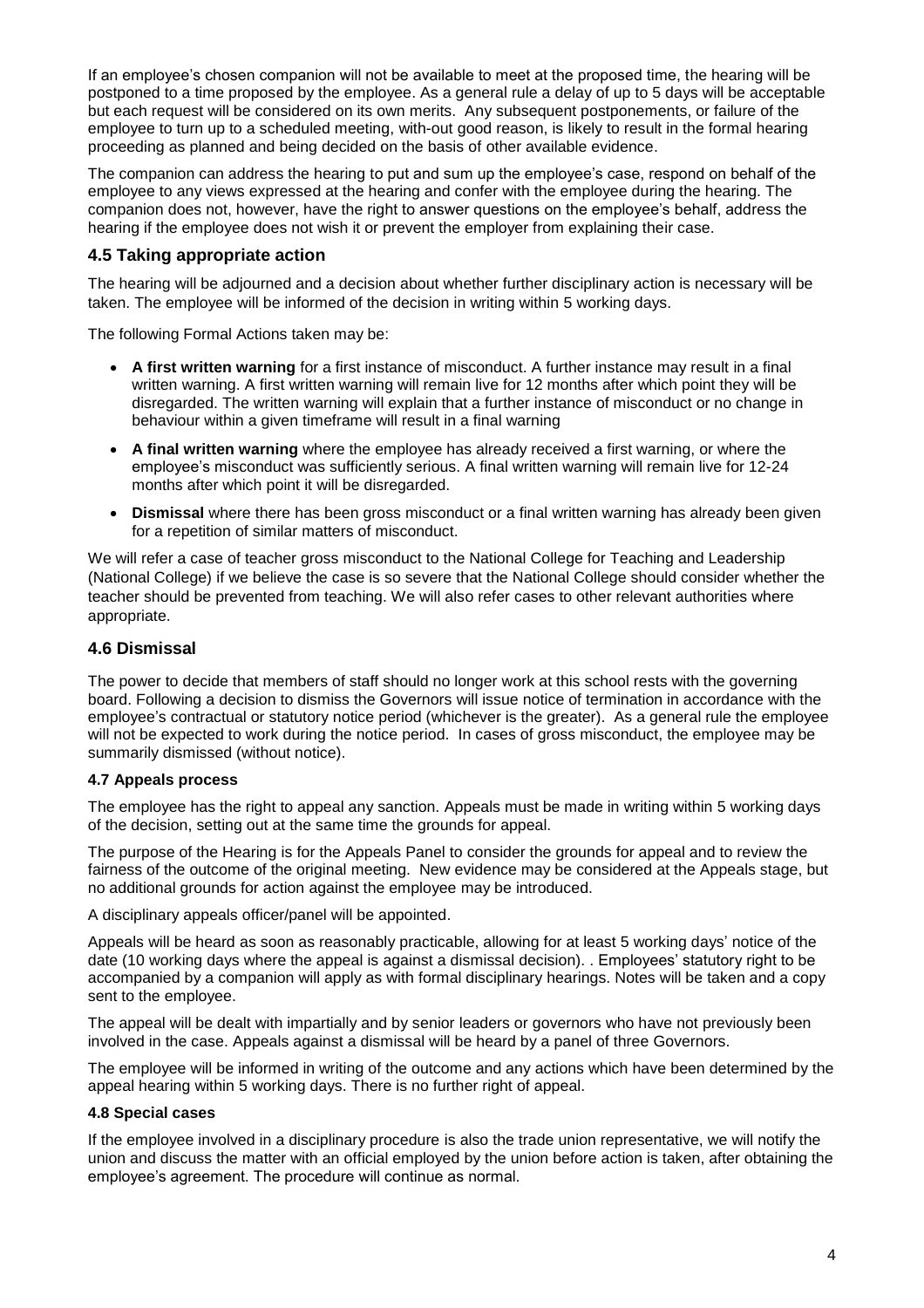If an employee's chosen companion will not be available to meet at the proposed time, the hearing will be postponed to a time proposed by the employee. As a general rule a delay of up to 5 days will be acceptable but each request will be considered on its own merits. Any subsequent postponements, or failure of the employee to turn up to a scheduled meeting, with-out good reason, is likely to result in the formal hearing proceeding as planned and being decided on the basis of other available evidence.

The companion can address the hearing to put and sum up the employee's case, respond on behalf of the employee to any views expressed at the hearing and confer with the employee during the hearing. The companion does not, however, have the right to answer questions on the employee's behalf, address the hearing if the employee does not wish it or prevent the employer from explaining their case.

## 4.5 Taking appropriate action

The hearing will be adjourned and a decision about whether further disciplinary action is necessary will be taken. The employee will be informed of the decision in writing within 5 working days.

The following Formal Actions taken may be:

- **A first written warning** for a first instance of misconduct. A further instance may result in a final written warning. A first written warning will remain live for 12 months after which point they will be disregarded. The written warning will explain that a further instance of misconduct or no change in behaviour within a given timeframe will result in a final warning
- **A final written warning** where the employee has already received a first warning, or where the employee's misconduct was sufficiently serious. A final written warning will remain live for 12-24 months after which point it will be disregarded.
- **Dismissal** where there has been gross misconduct or a final written warning has already been given for a repetition of similar matters of misconduct.

We will refer a case of teacher gross misconduct to the National College for Teaching and Leadership (National College) if we believe the case is so severe that the National College should consider whether the teacher should be prevented from teaching. We will also refer cases to other relevant authorities where appropriate.

## 4.6 Dismissal

The power to decide that members of staff should no longer work at this school rests with the governing board. Following a decision to dismiss the Governors will issue notice of termination in accordance with the employee's contractual or statutory notice period (whichever is the greater). As a general rule the employee will not be expected to work during the notice period. In cases of gross misconduct, the employee may be summarily dismissed (without notice).

### 4.7 Appeals process

The employee has the right to appeal any sanction. Appeals must be made in writing within 5 working days of the decision, setting out at the same time the grounds for appeal.

The purpose of the Hearing is for the Appeals Panel to consider the grounds for appeal and to review the fairness of the outcome of the original meeting. New evidence may be considered at the Appeals stage, but no additional grounds for action against the employee may be introduced.

A disciplinary appeals officer/panel will be appointed.

Appeals will be heard as soon as reasonably practicable, allowing for at least 5 working days' notice of the date (10 working days where the appeal is against a dismissal decision). . Employees' statutory right to be accompanied by a companion will apply as with formal disciplinary hearings. Notes will be taken and a copy sent to the employee.

The appeal will be dealt with impartially and by senior leaders or governors who have not previously been involved in the case. Appeals against a dismissal will be heard by a panel of three Governors.

The employee will be informed in writing of the outcome and any actions which have been determined by the appeal hearing within 5 working days. There is no further right of appeal.

### 4.8 Special cases

If the employee involved in a disciplinary procedure is also the trade union representative, we will notify the union and discuss the matter with an official employed by the union before action is taken, after obtaining the employee's agreement. The procedure will continue as normal.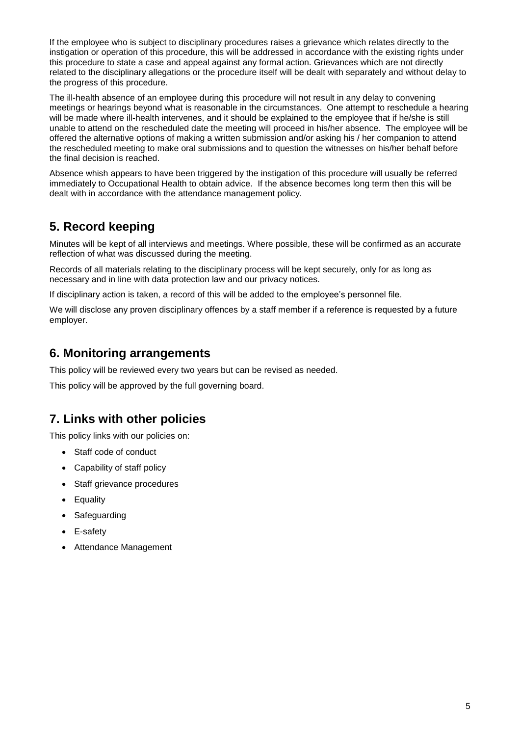If the employee who is subject to disciplinary procedures raises a grievance which relates directly to the instigation or operation of this procedure, this will be addressed in accordance with the existing rights under this procedure to state a case and appeal against any formal action. Grievances which are not directly related to the disciplinary allegations or the procedure itself will be dealt with separately and without delay to the progress of this procedure.

The ill-health absence of an employee during this procedure will not result in any delay to convening meetings or hearings beyond what is reasonable in the circumstances. One attempt to reschedule a hearing will be made where ill-health intervenes, and it should be explained to the employee that if he/she is still unable to attend on the rescheduled date the meeting will proceed in his/her absence. The employee will be offered the alternative options of making a written submission and/or asking his / her companion to attend the rescheduled meeting to make oral submissions and to question the witnesses on his/her behalf before the final decision is reached.

Absence whish appears to have been triggered by the instigation of this procedure will usually be referred immediately to Occupational Health to obtain advice. If the absence becomes long term then this will be dealt with in accordance with the attendance management policy.

## 5. Record keeping

Minutes will be kept of all interviews and meetings. Where possible, these will be confirmed as an accurate reflection of what was discussed during the meeting.

Records of all materials relating to the disciplinary process will be kept securely, only for as long as necessary and in line with data protection law and our privacy notices.

If disciplinary action is taken, a record of this will be added to the employee's personnel file.

We will disclose any proven disciplinary offences by a staff member if a reference is requested by a future employer.

## 6. Monitoring arrangements

This policy will be reviewed every two years but can be revised as needed.

This policy will be approved by the full governing board.

## 7. Links with other policies

This policy links with our policies on:

- Staff code of conduct
- Capability of staff policy
- Staff grievance procedures
- Equality
- Safeguarding
- E-safety
- Attendance Management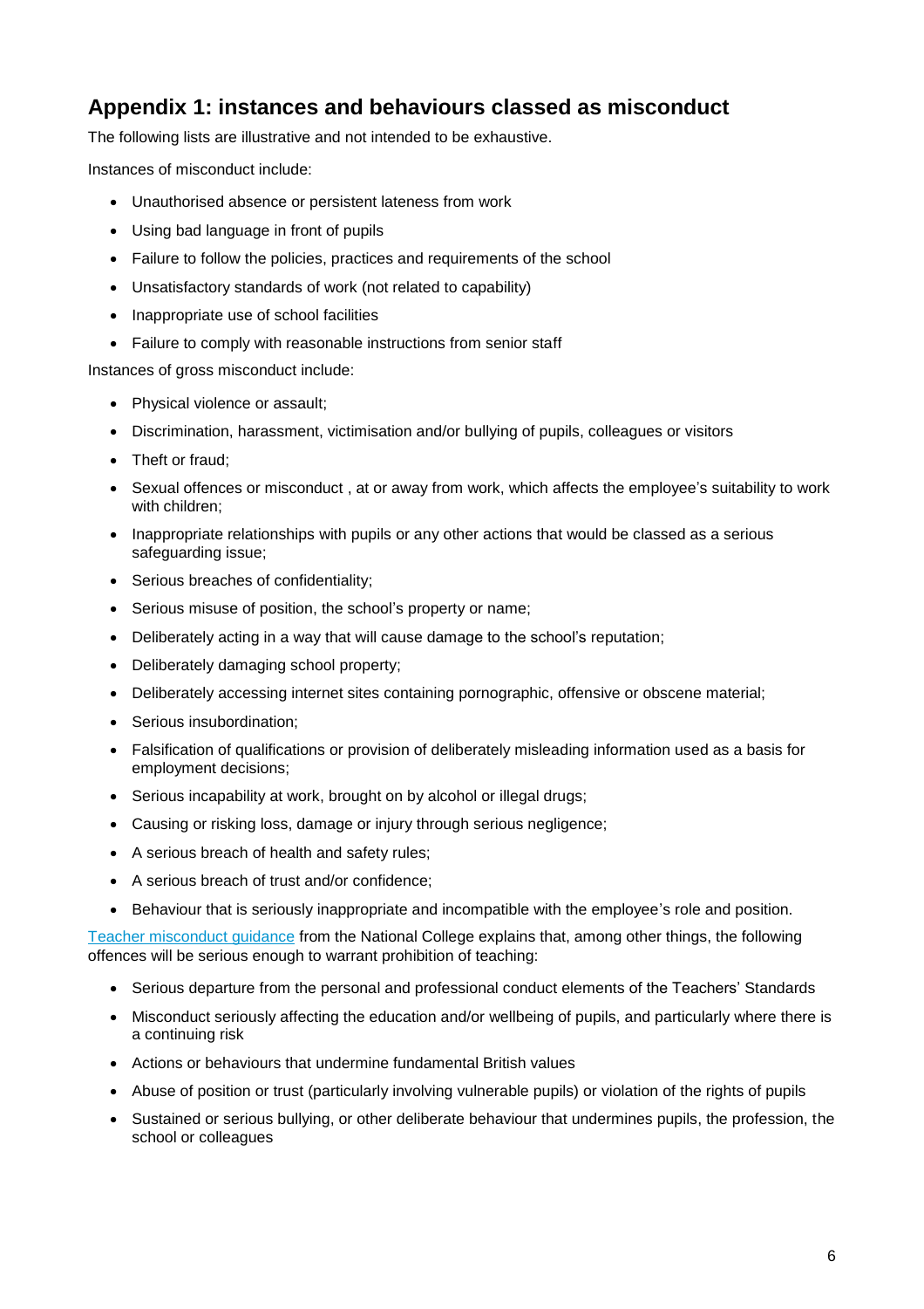## Appendix 1: instances and behaviours classed as misconduct

The following lists are illustrative and not intended to be exhaustive.

Instances of misconduct include:

- Unauthorised absence or persistent lateness from work
- Using bad language in front of pupils
- Failure to follow the policies, practices and requirements of the school
- Unsatisfactory standards of work (not related to capability)
- Inappropriate use of school facilities
- Failure to comply with reasonable instructions from senior staff

Instances of gross misconduct include:

- Physical violence or assault;
- Discrimination, harassment, victimisation and/or bullying of pupils, colleagues or visitors
- Theft or fraud;
- Sexual offences or misconduct , at or away from work, which affects the employee's suitability to work with children;
- Inappropriate relationships with pupils or any other actions that would be classed as a serious safeguarding issue;
- Serious breaches of confidentiality;
- Serious misuse of position, the school's property or name;
- Deliberately acting in a way that will cause damage to the school's reputation;
- Deliberately damaging school property;
- Deliberately accessing internet sites containing pornographic, offensive or obscene material;
- Serious insubordination;
- Falsification of qualifications or provision of deliberately misleading information used as a basis for employment decisions;
- Serious incapability at work, brought on by alcohol or illegal drugs;
- Causing or risking loss, damage or injury through serious negligence;
- A serious breach of health and safety rules;
- A serious breach of trust and/or confidence;
- Behaviour that is seriously inappropriate and incompatible with the employee's role and position.

Teacher misconduct guidance from the National College explains that, among other things, the following offences will be serious enough to warrant prohibition of teaching:

- Serious departure from the personal and professional conduct elements of the Teachers' Standards
- Misconduct seriously affecting the education and/or wellbeing of pupils, and particularly where there is a continuing risk
- Actions or behaviours that undermine fundamental British values
- Abuse of position or trust (particularly involving vulnerable pupils) or violation of the rights of pupils
- Sustained or serious bullying, or other deliberate behaviour that undermines pupils, the profession, the school or colleagues